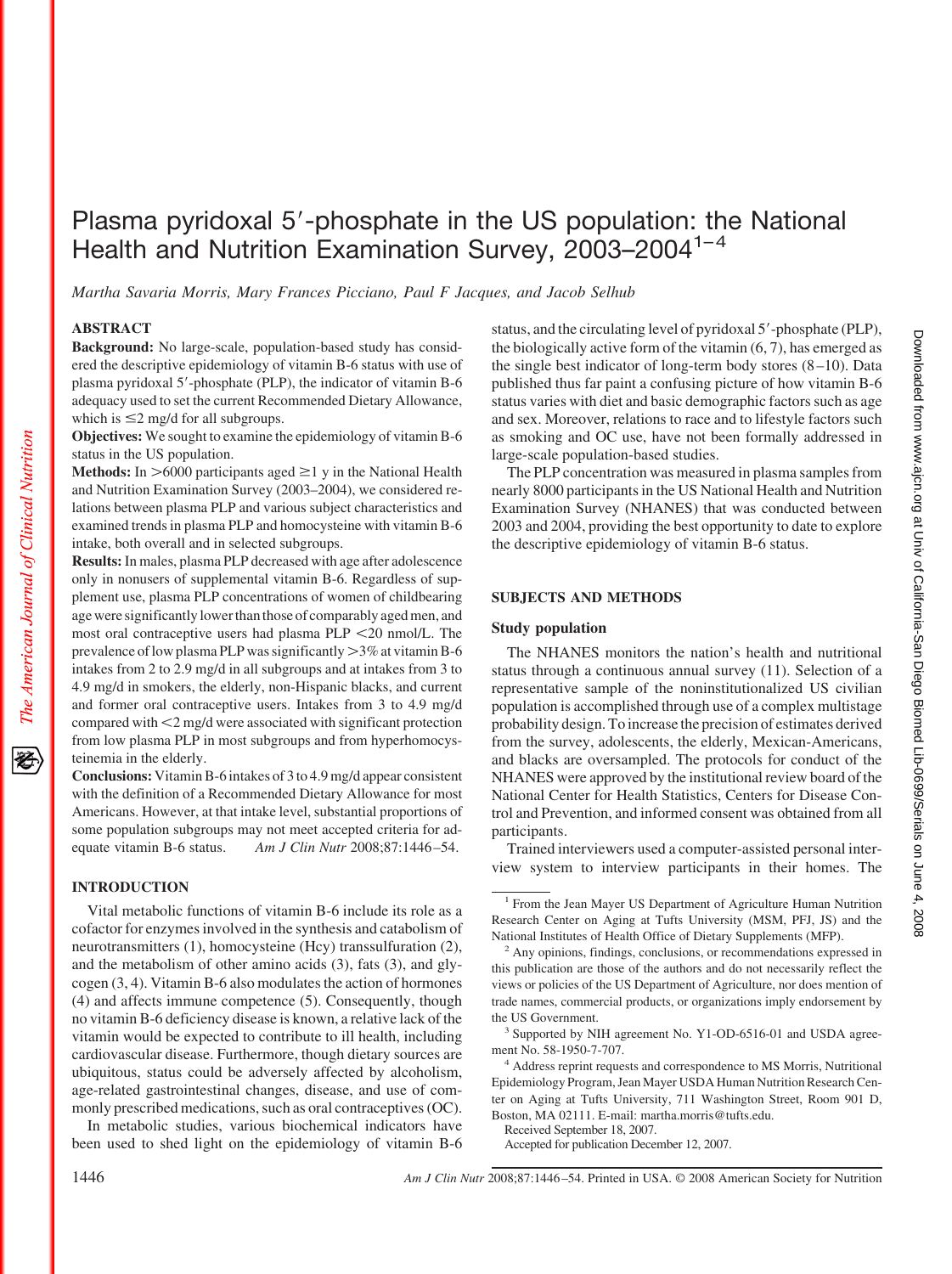# Plasma pyridoxal 5′-phosphate in the US population: the National Health and Nutrition Examination Survey, 2003–2004[1–4]

*Martha Savaria Morris, Mary Frances Picciano, Paul F Jacques, and Jacob Selhub*

## ABSTRACT

**Background:** No large-scale, population-based study has considered the descriptive epidemiology of vitamin B-6 status with use of plasma pyridoxal 5′-phosphate (PLP), the indicator of vitamin B-6 adequacy used to set the current Recommended Dietary Allowance, which is ≤2 mg/d for all subgroups.

**Objectives:** We sought to examine the epidemiology of vitamin B-6 status in the US population.

**Methods:** In >6000 participants aged ≥1 y in the National Health and Nutrition Examination Survey (2003–2004), we considered relations between plasma PLP and various subject characteristics and examined trends in plasma PLP and homocysteine with vitamin B-6 intake, both overall and in selected subgroups.

**Results:** In males, plasma PLP decreased with age after adolescence only in nonusers of supplemental vitamin B-6. Regardless of supplement use, plasma PLP concentrations of women of childbearing age were significantly lower than those of comparably aged men, and most oral contraceptive users had plasma PLP <20 nmol/L. The prevalence of low plasma PLP was significantly >3% at vitamin B-6 intakes from 2 to 2.9 mg/d in all subgroups and at intakes from 3 to 4.9 mg/d in smokers, the elderly, non-Hispanic blacks, and current and former oral contraceptive users. Intakes from 3 to 4.9 mg/d compared with <2 mg/d were associated with significant protection from low plasma PLP in most subgroups and from hyperhomocysteinemia in the elderly.

**Conclusions:** Vitamin B-6 intakes of 3 to 4.9 mg/d appear consistent with the definition of a Recommended Dietary Allowance for most Americans. However, at that intake level, substantial proportions of some population subgroups may not meet accepted criteria for adequate vitamin B-6 status. *Am J Clin Nutr* 2008;87:1446–54.

## INTRODUCTION

Vital metabolic functions of vitamin B-6 include its role as a cofactor for enzymes involved in the synthesis and catabolism of neurotransmitters (1), homocysteine (Hcy) transsulfuration (2), and the metabolism of other amino acids (3), fats (3), and glycogen (3, 4). Vitamin B-6 also modulates the action of hormones (4) and affects immune competence (5). Consequently, though no vitamin B-6 deficiency disease is known, a relative lack of the vitamin would be expected to contribute to ill health, including cardiovascular disease. Furthermore, though dietary sources are ubiquitous, status could be adversely affected by alcoholism, age-related gastrointestinal changes, disease, and use of commonly prescribed medications, such as oral contraceptives (OC).

In metabolic studies, various biochemical indicators have been used to shed light on the epidemiology of vitamin B-6 status, and the circulating level of pyridoxal 5′-phosphate (PLP), the biologically active form of the vitamin (6, 7), has emerged as the single best indicator of long-term body stores (8–10). Data published thus far paint a confusing picture of how vitamin B-6 status varies with diet and basic demographic factors such as age and sex. Moreover, relations to race and to lifestyle factors such as smoking and OC use, have not been formally addressed in large-scale population-based studies.

The PLP concentration was measured in plasma samples from nearly 8000 participants in the US National Health and Nutrition Examination Survey (NHANES) that was conducted between 2003 and 2004, providing the best opportunity to date to explore the descriptive epidemiology of vitamin B-6 status.

## SUBJECTS AND METHODS

### Study population

The NHANES monitors the nation's health and nutritional status through a continuous annual survey (11). Selection of a representative sample of the noninstitutionalized US civilian population is accomplished through use of a complex multistage probability design. To increase the precision of estimates derived from the survey, adolescents, the elderly, Mexican-Americans, and blacks are oversampled. The protocols for conduct of the NHANES were approved by the institutional review board of the National Center for Health Statistics, Centers for Disease Control and Prevention, and informed consent was obtained from all participants.

Trained interviewers used a computer-assisted personal interview system to interview participants in their homes. The

[1] From the Jean Mayer US Department of Agriculture Human Nutrition Research Center on Aging at Tufts University (MSM, PFJ, JS) and the National Institutes of Health Office of Dietary Supplements (MFP).

[2] Any opinions, findings, conclusions, or recommendations expressed in this publication are those of the authors and do not necessarily reflect the views or policies of the US Department of Agriculture, nor does mention of trade names, commercial products, or organizations imply endorsement by the US Government.

[3] Supported by NIH agreement No. Y1-OD-6516-01 and USDA agreement No. 58-1950-7-707.

[4] Address reprint requests and correspondence to MS Morris, Nutritional Epidemiology Program, Jean Mayer USDA Human Nutrition Research Center on Aging at Tufts University, 711 Washington Street, Room 901 D, Boston, MA 02111. E-mail: martha.morris@tufts.edu.

Received September 18, 2007.

Accepted for publication December 12, 2007.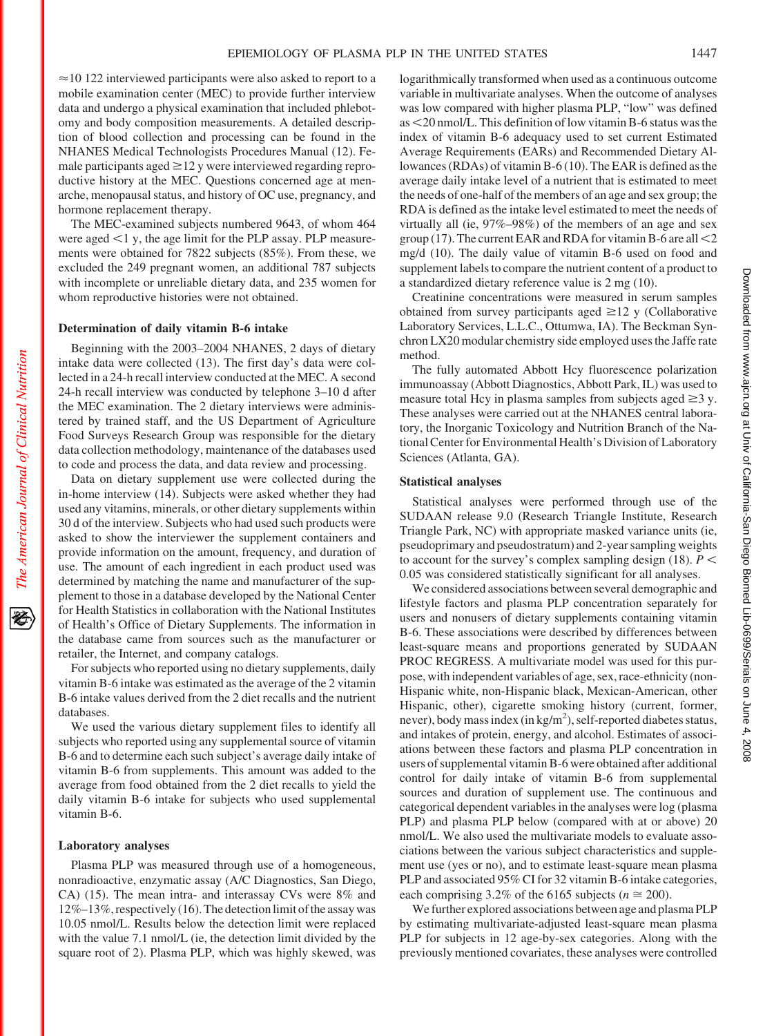≈10 122 interviewed participants were also asked to report to a mobile examination center (MEC) to provide further interview data and undergo a physical examination that included phlebotomy and body composition measurements. A detailed description of blood collection and processing can be found in the NHANES Medical Technologists Procedures Manual (12). Female participants aged ≥12 y were interviewed regarding reproductive history at the MEC. Questions concerned age at menarche, menopausal status, and history of OC use, pregnancy, and hormone replacement therapy.

The MEC-examined subjects numbered 9643, of whom 464 were aged <1 y, the age limit for the PLP assay. PLP measurements were obtained for 7822 subjects (85%). From these, we excluded the 249 pregnant women, an additional 787 subjects with incomplete or unreliable dietary data, and 235 women for whom reproductive histories were not obtained.

### Determination of daily vitamin B-6 intake

Beginning with the 2003–2004 NHANES, 2 days of dietary intake data were collected (13). The first day's data were collected in a 24-h recall interview conducted at the MEC. A second 24-h recall interview was conducted by telephone 3–10 d after the MEC examination. The 2 dietary interviews were administered by trained staff, and the US Department of Agriculture Food Surveys Research Group was responsible for the dietary data collection methodology, maintenance of the databases used to code and process the data, and data review and processing.

Data on dietary supplement use were collected during the in-home interview (14). Subjects were asked whether they had used any vitamins, minerals, or other dietary supplements within 30 d of the interview. Subjects who had used such products were asked to show the interviewer the supplement containers and provide information on the amount, frequency, and duration of use. The amount of each ingredient in each product used was determined by matching the name and manufacturer of the supplement to those in a database developed by the National Center for Health Statistics in collaboration with the National Institutes of Health's Office of Dietary Supplements. The information in the database came from sources such as the manufacturer or retailer, the Internet, and company catalogs.

For subjects who reported using no dietary supplements, daily vitamin B-6 intake was estimated as the average of the 2 vitamin B-6 intake values derived from the 2 diet recalls and the nutrient databases.

We used the various dietary supplement files to identify all subjects who reported using any supplemental source of vitamin B-6 and to determine each such subject's average daily intake of vitamin B-6 from supplements. This amount was added to the average from food obtained from the 2 diet recalls to yield the daily vitamin B-6 intake for subjects who used supplemental vitamin B-6.

### Laboratory analyses

Plasma PLP was measured through use of a homogeneous, nonradioactive, enzymatic assay (A/C Diagnostics, San Diego, CA) (15). The mean intra- and interassay CVs were 8% and 12%–13%, respectively (16). The detection limit of the assay was 10.05 nmol/L. Results below the detection limit were replaced with the value 7.1 nmol/L (ie, the detection limit divided by the square root of 2). Plasma PLP, which was highly skewed, was logarithmically transformed when used as a continuous outcome variable in multivariate analyses. When the outcome of analyses was low compared with higher plasma PLP, "low" was defined as <20 nmol/L. This definition of low vitamin B-6 status was the index of vitamin B-6 adequacy used to set current Estimated Average Requirements (EARs) and Recommended Dietary Allowances (RDAs) of vitamin B-6 (10). The EAR is defined as the average daily intake level of a nutrient that is estimated to meet the needs of one-half of the members of an age and sex group; the RDA is defined as the intake level estimated to meet the needs of virtually all (ie, 97%–98%) of the members of an age and sex group (17). The current EAR and RDA for vitamin B-6 are all <2 mg/d (10). The daily value of vitamin B-6 used on food and supplement labels to compare the nutrient content of a product to a standardized dietary reference value is 2 mg (10).

Creatinine concentrations were measured in serum samples obtained from survey participants aged ≥12 y (Collaborative Laboratory Services, L.L.C., Ottumwa, IA). The Beckman Synchron LX20 modular chemistry side employed uses the Jaffe rate method.

The fully automated Abbott Hcy fluorescence polarization immunoassay (Abbott Diagnostics, Abbott Park, IL) was used to measure total Hcy in plasma samples from subjects aged ≥3 y. These analyses were carried out at the NHANES central laboratory, the Inorganic Toxicology and Nutrition Branch of the National Center for Environmental Health's Division of Laboratory Sciences (Atlanta, GA).

### Statistical analyses

Statistical analyses were performed through use of the SUDAAN release 9.0 (Research Triangle Institute, Research Triangle Park, NC) with appropriate masked variance units (ie, pseudoprimary and pseudostratum) and 2-year sampling weights to account for the survey's complex sampling design (18). $P < 0.05$ was considered statistically significant for all analyses.

We considered associations between several demographic and lifestyle factors and plasma PLP concentration separately for users and nonusers of dietary supplements containing vitamin B-6. These associations were described by differences between least-square means and proportions generated by SUDAAN PROC REGRESS. A multivariate model was used for this purpose, with independent variables of age, sex, race-ethnicity (non-Hispanic white, non-Hispanic black, Mexican-American, other Hispanic, other), cigarette smoking history (current, former, never), body mass index (in kg/m$^2$), self-reported diabetes status, and intakes of protein, energy, and alcohol. Estimates of associations between these factors and plasma PLP concentration in users of supplemental vitamin B-6 were obtained after additional control for daily intake of vitamin B-6 from supplemental sources and duration of supplement use. The continuous and categorical dependent variables in the analyses were log (plasma PLP) and plasma PLP below (compared with at or above) 20 nmol/L. We also used the multivariate models to evaluate associations between the various subject characteristics and supplement use (yes or no), and to estimate least-square mean plasma PLP and associated 95% CI for 32 vitamin B-6 intake categories, each comprising 3.2% of the 6165 subjects ($n \cong 200$).

We further explored associations between age and plasma PLP by estimating multivariate-adjusted least-square mean plasma PLP for subjects in 12 age-by-sex categories. Along with the previously mentioned covariates, these analyses were controlled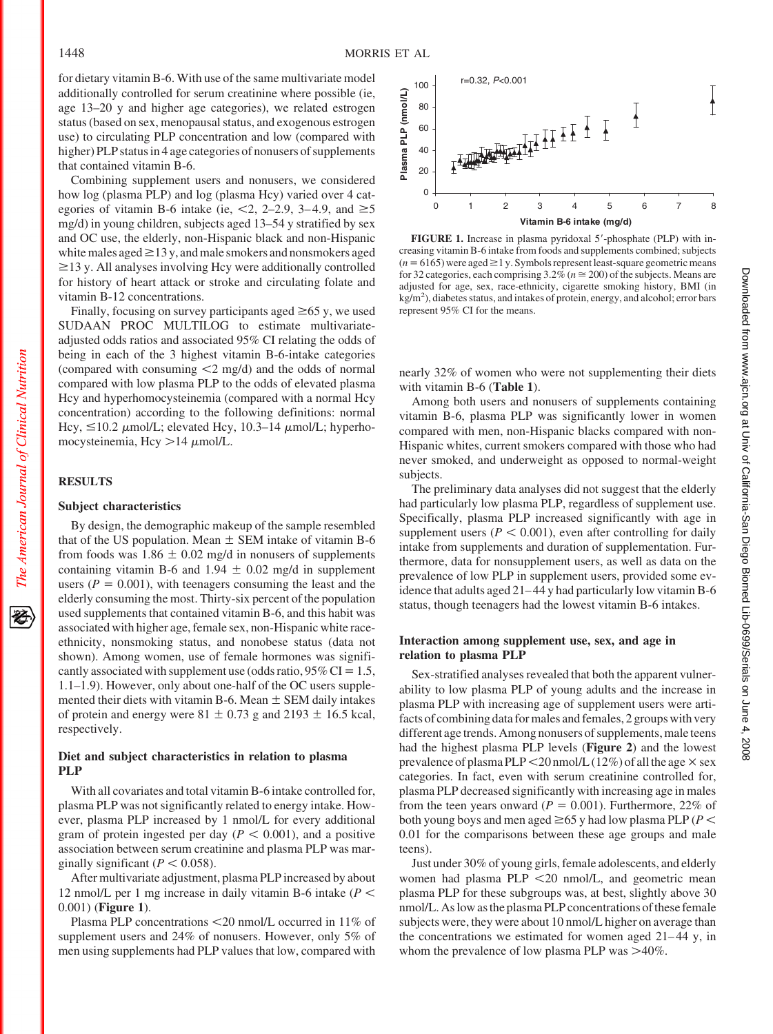for dietary vitamin B-6. With use of the same multivariate model additionally controlled for serum creatinine where possible (ie, age 13–20 y and higher age categories), we related estrogen status (based on sex, menopausal status, and exogenous estrogen use) to circulating PLP concentration and low (compared with higher) PLP status in 4 age categories of nonusers of supplements that contained vitamin B-6.

Combining supplement users and nonusers, we considered how log (plasma PLP) and log (plasma Hcy) varied over 4 categories of vitamin B-6 intake (ie, <2, 2–2.9, 3–4.9, and ≥5 mg/d) in young children, subjects aged 13–54 y stratified by sex and OC use, the elderly, non-Hispanic black and non-Hispanic white males aged ≥13 y, and male smokers and nonsmokers aged ≥13 y. All analyses involving Hcy were additionally controlled for history of heart attack or stroke and circulating folate and vitamin B-12 concentrations.

Finally, focusing on survey participants aged ≥65 y, we used SUDAAN PROC MULTILOG to estimate multivariate-adjusted odds ratios and associated 95% CI relating the odds of being in each of the 3 highest vitamin B-6-intake categories (compared with consuming <2 mg/d) and the odds of normal compared with low plasma PLP to the odds of elevated plasma Hcy and hyperhomocysteinemia (compared with a normal Hcy concentration) according to the following definitions: normal Hcy, ≤10.2 μmol/L; elevated Hcy, 10.3–14 μmol/L; hyperhomocysteinemia, Hcy >14 μmol/L.

## RESULTS

### Subject characteristics

By design, the demographic makeup of the sample resembled that of the US population. Mean ± SEM intake of vitamin B-6 from foods was 1.86 ± 0.02 mg/d in nonusers of supplements containing vitamin B-6 and 1.94 ± 0.02 mg/d in supplement users ($P$ = 0.001), with teenagers consuming the least and the elderly consuming the most. Thirty-six percent of the population used supplements that contained vitamin B-6, and this habit was associated with higher age, female sex, non-Hispanic white race-ethnicity, nonsmoking status, and nonobese status (data not shown). Among women, use of female hormones was significantly associated with supplement use (odds ratio, 95% CI = 1.5, 1.1–1.9). However, only about one-half of the OC users supplemented their diets with vitamin B-6. Mean ± SEM daily intakes of protein and energy were 81 ± 0.73 g and 2193 ± 16.5 kcal, respectively.

### Diet and subject characteristics in relation to plasma PLP

With all covariates and total vitamin B-6 intake controlled for, plasma PLP was not significantly related to energy intake. However, plasma PLP increased by 1 nmol/L for every additional gram of protein ingested per day ($P$ < 0.001), and a positive association between serum creatinine and plasma PLP was marginally significant ($P$ < 0.058).

After multivariate adjustment, plasma PLP increased by about 12 nmol/L per 1 mg increase in daily vitamin B-6 intake ($P$ < 0.001) (**Figure 1**).

Plasma PLP concentrations <20 nmol/L occurred in 11% of supplement users and 24% of nonusers. However, only 5% of men using supplements had PLP values that low, compared with nearly 32% of women who were not supplementing their diets with vitamin B-6 (**Table 1**).

r=0.32, P<0.001
Plasma PLP (nmol/L)
0 20 40 60 80 100
Vitamin B-6 intake (mg/d)
0 1 2 3 4 5 6 7 8

**FIGURE 1.** Increase in plasma pyridoxal 5′-phosphate (PLP) with increasing vitamin B-6 intake from foods and supplements combined; subjects ($n$ = 6165) were aged ≥1 y. Symbols represent least-square geometric means for 32 categories, each comprising 3.2% ($n$ ≅ 200) of the subjects. Means are adjusted for age, sex, race-ethnicity, cigarette smoking history, BMI (in kg/m$^2$), diabetes status, and intakes of protein, energy, and alcohol; error bars represent 95% CI for the means.

Among both users and nonusers of supplements containing vitamin B-6, plasma PLP was significantly lower in women compared with men, non-Hispanic blacks compared with non-Hispanic whites, current smokers compared with those who had never smoked, and underweight as opposed to normal-weight subjects.

The preliminary data analyses did not suggest that the elderly had particularly low plasma PLP, regardless of supplement use. Specifically, plasma PLP increased significantly with age in supplement users ($P$ < 0.001), even after controlling for daily intake from supplements and duration of supplementation. Furthermore, data for nonsupplement users, as well as data on the prevalence of low PLP in supplement users, provided some evidence that adults aged 21–44 y had particularly low vitamin B-6 status, though teenagers had the lowest vitamin B-6 intakes.

### Interaction among supplement use, sex, and age in relation to plasma PLP

Sex-stratified analyses revealed that both the apparent vulnerability to low plasma PLP of young adults and the increase in plasma PLP with increasing age of supplement users were artifacts of combining data for males and females, 2 groups with very different age trends. Among nonusers of supplements, male teens had the highest plasma PLP levels (**Figure 2**) and the lowest prevalence of plasma PLP <20 nmol/L (12%) of all the age × sex categories. In fact, even with serum creatinine controlled for, plasma PLP decreased significantly with increasing age in males from the teen years onward ($P$ = 0.001). Furthermore, 22% of both young boys and men aged ≥65 y had low plasma PLP ($P$ < 0.01 for the comparisons between these age groups and male teens).

Just under 30% of young girls, female adolescents, and elderly women had plasma PLP <20 nmol/L, and geometric mean plasma PLP for these subgroups was, at best, slightly above 30 nmol/L. As low as the plasma PLP concentrations of these female subjects were, they were about 10 nmol/L higher on average than the concentrations we estimated for women aged 21–44 y, in whom the prevalence of low plasma PLP was >40%.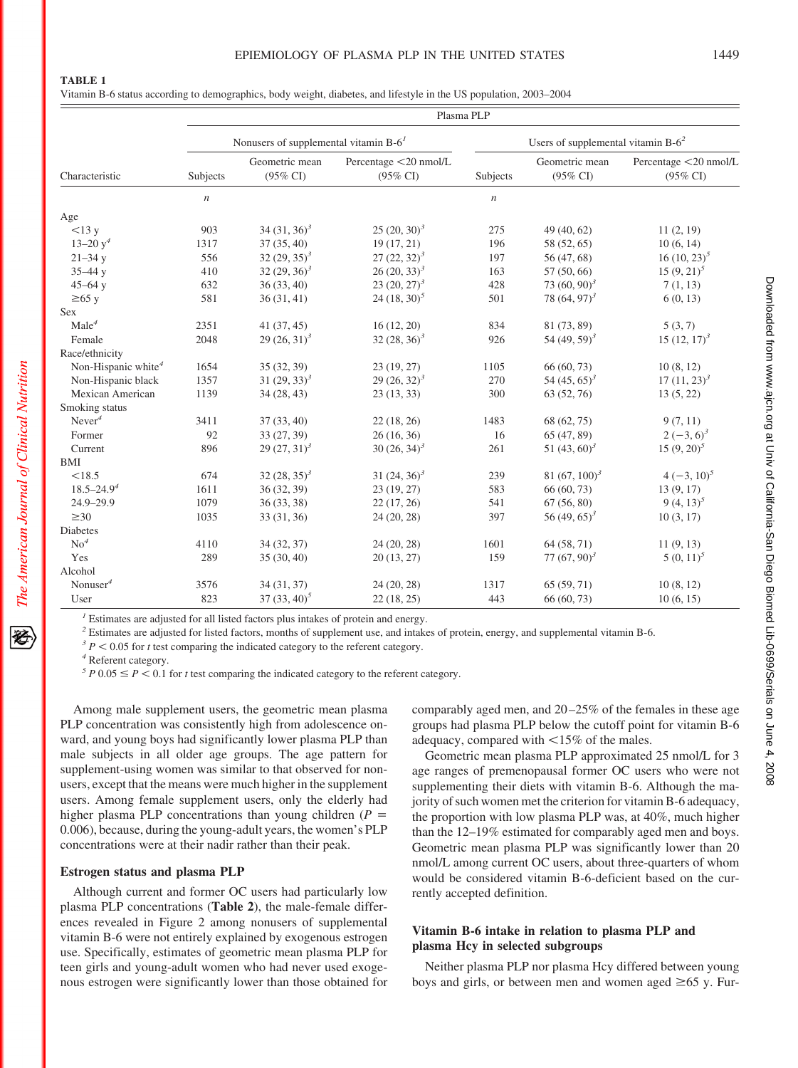**TABLE 1**

Vitamin B-6 status according to demographics, body weight, diabetes, and lifestyle in the US population, 2003–2004

| | Plasma PLP | | | | | |
|---|---|---|---|---|---|---|
| | Nonusers of supplemental vitamin B-6[1] | | | Users of supplemental vitamin B-6[2] | | |
| Characteristic | Subjects | Geometric mean (95% CI) | Percentage <20 nmol/L (95% CI) | Subjects | Geometric mean (95% CI) | Percentage <20 nmol/L (95% CI) |
| | *n* | | | *n* | | |
| Age | | | | | | |
| <13 y | 903 | 34 (31, 36)[3] | 25 (20, 30)[3] | 275 | 49 (40, 62) | 11 (2, 19) |
| 13–20 y[4] | 1317 | 37 (35, 40) | 19 (17, 21) | 196 | 58 (52, 65) | 10 (6, 14) |
| 21–34 y | 556 | 32 (29, 35)[3] | 27 (22, 32)[3] | 197 | 56 (47, 68) | 16 (10, 23)[5] |
| 35–44 y | 410 | 32 (29, 36)[3] | 26 (20, 33)[3] | 163 | 57 (50, 66) | 15 (9, 21)[5] |
| 45–64 y | 632 | 36 (33, 40) | 23 (20, 27)[3] | 428 | 73 (60, 90)[3] | 7 (1, 13) |
| ≥65 y | 581 | 36 (31, 41) | 24 (18, 30)[5] | 501 | 78 (64, 97)[3] | 6 (0, 13) |
| Sex | | | | | | |
| Male[4] | 2351 | 41 (37, 45) | 16 (12, 20) | 834 | 81 (73, 89) | 5 (3, 7) |
| Female | 2048 | 29 (26, 31)[3] | 32 (28, 36)[3] | 926 | 54 (49, 59)[3] | 15 (12, 17)[3] |
| Race/ethnicity | | | | | | |
| Non-Hispanic white[4] | 1654 | 35 (32, 39) | 23 (19, 27) | 1105 | 66 (60, 73) | 10 (8, 12) |
| Non-Hispanic black | 1357 | 31 (29, 33)[3] | 29 (26, 32)[3] | 270 | 54 (45, 65)[3] | 17 (11, 23)[3] |
| Mexican American | 1139 | 34 (28, 43) | 23 (13, 33) | 300 | 63 (52, 76) | 13 (5, 22) |
| Smoking status | | | | | | |
| Never[4] | 3411 | 37 (33, 40) | 22 (18, 26) | 1483 | 68 (62, 75) | 9 (7, 11) |
| Former | 92 | 33 (27, 39) | 26 (16, 36) | 16 | 65 (47, 89) | 2 (−3, 6)[3] |
| Current | 896 | 29 (27, 31)[3] | 30 (26, 34)[3] | 261 | 51 (43, 60)[3] | 15 (9, 20)[5] |
| BMI | | | | | | |
| <18.5 | 674 | 32 (28, 35)[3] | 31 (24, 36)[3] | 239 | 81 (67, 100)[3] | 4 (−3, 10)[5] |
| 18.5–24.9[4] | 1611 | 36 (32, 39) | 23 (19, 27) | 583 | 66 (60, 73) | 13 (9, 17) |
| 24.9–29.9 | 1079 | 36 (33, 38) | 22 (17, 26) | 541 | 67 (56, 80) | 9 (4, 13)[5] |
| ≥30 | 1035 | 33 (31, 36) | 24 (20, 28) | 397 | 56 (49, 65)[3] | 10 (3, 17) |
| Diabetes | | | | | | |
| No[4] | 4110 | 34 (32, 37) | 24 (20, 28) | 1601 | 64 (58, 71) | 11 (9, 13) |
| Yes | 289 | 35 (30, 40) | 20 (13, 27) | 159 | 77 (67, 90)[3] | 5 (0, 11)[5] |
| Alcohol | | | | | | |
| Nonuser[4] | 3576 | 34 (31, 37) | 24 (20, 28) | 1317 | 65 (59, 71) | 10 (8, 12) |
| User | 823 | 37 (33, 40)[5] | 22 (18, 25) | 443 | 66 (60, 73) | 10 (6, 15) |

[1] Estimates are adjusted for all listed factors plus intakes of protein and energy.

[2] Estimates are adjusted for listed factors, months of supplement use, and intakes of protein, energy, and supplemental vitamin B-6.

[3] $P < 0.05$ for *t* test comparing the indicated category to the referent category.

[4] Referent category.

[5] $P$ 0.05 ≤ $P < 0.1$ for *t* test comparing the indicated category to the referent category.

Among male supplement users, the geometric mean plasma PLP concentration was consistently high from adolescence onward, and young boys had significantly lower plasma PLP than male subjects in all older age groups. The age pattern for supplement-using women was similar to that observed for nonusers, except that the means were much higher in the supplement users. Among female supplement users, only the elderly had higher plasma PLP concentrations than young children ($P$ = 0.006), because, during the young-adult years, the women's PLP concentrations were at their nadir rather than their peak.

### Estrogen status and plasma PLP

Although current and former OC users had particularly low plasma PLP concentrations (**Table 2**), the male-female differences revealed in Figure 2 among nonusers of supplemental vitamin B-6 were not entirely explained by exogenous estrogen use. Specifically, estimates of geometric mean plasma PLP for teen girls and young-adult women who had never used exogenous estrogen were significantly lower than those obtained for comparably aged men, and 20–25% of the females in these age groups had plasma PLP below the cutoff point for vitamin B-6 adequacy, compared with <15% of the males.

Geometric mean plasma PLP approximated 25 nmol/L for 3 age ranges of premenopausal former OC users who were not supplementing their diets with vitamin B-6. Although the majority of such women met the criterion for vitamin B-6 adequacy, the proportion with low plasma PLP was, at 40%, much higher than the 12–19% estimated for comparably aged men and boys. Geometric mean plasma PLP was significantly lower than 20 nmol/L among current OC users, about three-quarters of whom would be considered vitamin B-6-deficient based on the currently accepted definition.

### Vitamin B-6 intake in relation to plasma PLP and plasma Hcy in selected subgroups

Neither plasma PLP nor plasma Hcy differed between young boys and girls, or between men and women aged ≥65 y. Fur-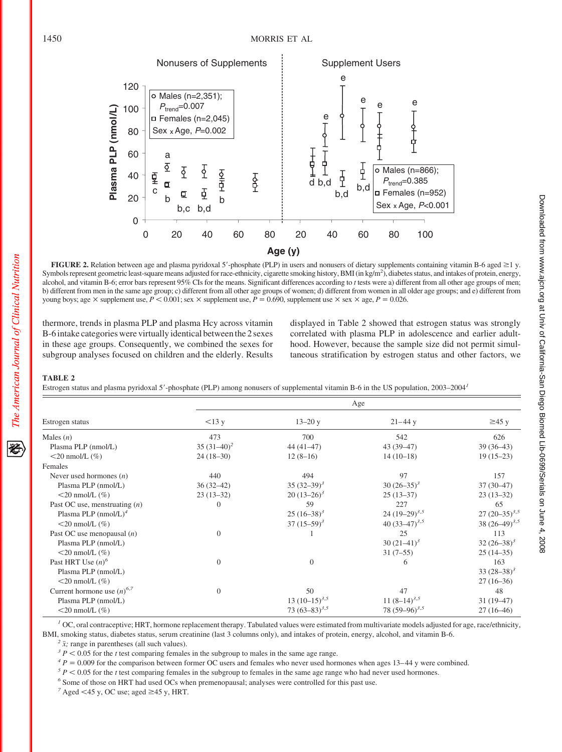Nonusers of Supplements

Supplement Users

Plasma PLP (nmol/L)

Age (y)

○ Males (n=2,351); $P_{trend}$=0.007
□ Females (n=2,045)
Sex x Age, $P$=0.002

○ Males (n=866); $P_{trend}$=0.385
□ Females (n=952)
Sex x Age, $P$<0.001

a, c, b, b,c, b,d, b, d, b,d, b,d, b,d, e, e, e, e, e

0, 20, 40, 60, 80, 100, 120

0, 20, 40, 60, 80, 20, 40, 60, 80, 100

**FIGURE 2.** Relation between age and plasma pyridoxal 5′-phosphate (PLP) in users and nonusers of dietary supplements containing vitamin B-6 aged ≥1 y. Symbols represent geometric least-square means adjusted for race-ethnicity, cigarette smoking history, BMI (in kg/m²), diabetes status, and intakes of protein, energy, alcohol, and vitamin B-6; error bars represent 95% CIs for the means. Significant differences according to *t* tests were a) different from all other age groups of men; b) different from men in the same age group; c) different from all other age groups of women; d) different from women in all older age groups; and e) different from young boys; age × supplement use, $P < 0.001$; sex × supplement use, $P = 0.690$, supplement use × sex × age, $P = 0.026$.

thermore, trends in plasma PLP and plasma Hcy across vitamin B-6 intake categories were virtually identical between the 2 sexes in these age groups. Consequently, we combined the sexes for subgroup analyses focused on children and the elderly. Results displayed in Table 2 showed that estrogen status was strongly correlated with plasma PLP in adolescence and earlier adulthood. However, because the sample size did not permit simultaneous stratification by estrogen status and other factors, we

**TABLE 2**
Estrogen status and plasma pyridoxal 5′-phosphate (PLP) among nonusers of supplemental vitamin B-6 in the US population, 2003–2004[1]

| Estrogen status | Age | | | |
|---|---|---|---|---|
| | <13 y | 13–20 y | 21–44 y | ≥45 y |
| Males ($n$) | 473 | 700 | 542 | 626 |
| Plasma PLP (nmol/L) | 35 (31–40)[2] | 44 (41–47) | 43 (39–47) | 39 (36–43) |
| <20 nmol/L (%) | 24 (18–30) | 12 (8–16) | 14 (10–18) | 19 (15–23) |
| Females | | | | |
| Never used hormones ($n$) | 440 | 494 | 97 | 157 |
| Plasma PLP (nmol/L) | 36 (32–42) | 35 (32–39)[3] | 30 (26–35)[3] | 37 (30–47) |
| <20 nmol/L (%) | 23 (13–32) | 20 (13–26)[3] | 25 (13–37) | 23 (13–32) |
| Past OC use, menstruating ($n$) | 0 | 59 | 227 | 65 |
| Plasma PLP (nmol/L)[4] | | 25 (16–38)[3] | 24 (19–29)[3,5] | 27 (20–35)[3,5] |
| <20 nmol/L (%) | | 37 (15–59)[3] | 40 (33–47)[3,5] | 38 (26–49)[3,5] |
| Past OC use menopausal ($n$) | 0 | 1 | 25 | 113 |
| Plasma PLP (nmol/L) | | | 30 (21–41)[3] | 32 (26–38)[3] |
| <20 nmol/L (%) | | | 31 (7–55) | 25 (14–35) |
| Past HRT Use ($n$)[6] | 0 | 0 | 6 | 163 |
| Plasma PLP (nmol/L) | | | | 33 (28–38)[3] |
| <20 nmol/L (%) | | | | 27 (16–36) |
| Current hormone use ($n$)[6,7] | 0 | 50 | 47 | 48 |
| Plasma PLP (nmol/L) | | 13 (10–15)[3,5] | 11 (8–14)[3,5] | 31 (19–47) |
| <20 nmol/L (%) | | 73 (63–83)[3,5] | 78 (59–96)[3,5] | 27 (16–46) |

[1] OC, oral contraceptive; HRT, hormone replacement therapy. Tabulated values were estimated from multivariate models adjusted for age, race/ethnicity, BMI, smoking status, diabetes status, serum creatinine (last 3 columns only), and intakes of protein, energy, alcohol, and vitamin B-6.

[2] $\bar{x}$; range in parentheses (all such values).

[3] $P < 0.05$ for the *t* test comparing females in the subgroup to males in the same age range.

[4] $P = 0.009$ for the comparison between former OC users and females who never used hormones when ages 13–44 y were combined.

[5] $P < 0.05$ for the *t* test comparing females in the subgroup to females in the same age range who had never used hormones.

[6] Some of those on HRT had used OCs when premenopausal; analyses were controlled for this past use.

[7] Aged <45 y, OC use; aged ≥45 y, HRT.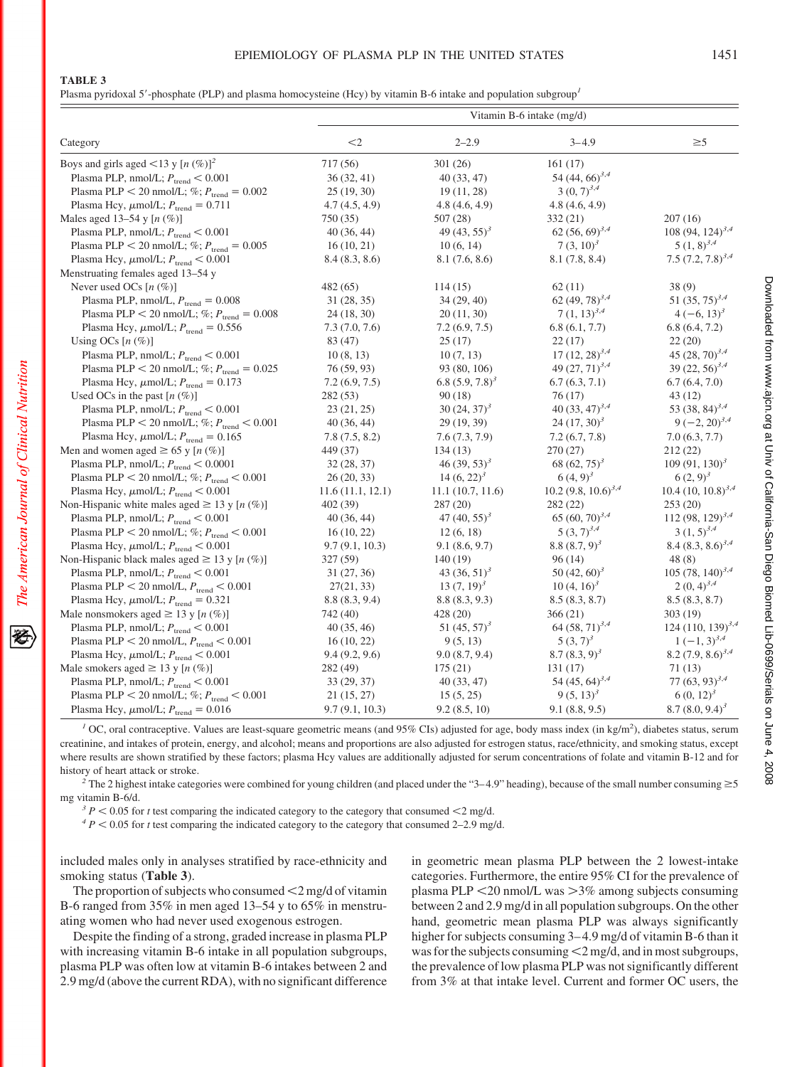**TABLE 3**

Plasma pyridoxal 5′-phosphate (PLP) and plasma homocysteine (Hcy) by vitamin B-6 intake and population subgroup[1]

| Category | Vitamin B-6 intake (mg/d) | | | |
|---|---|---|---|---|
| | <2 | 2–2.9 | 3–4.9 | ≥5 |
| Boys and girls aged <13 y [n (%)][2] | 717 (56) | 301 (26) | 161 (17) | |
| Plasma PLP, nmol/L; $P_{trend} < 0.001$ | 36 (32, 41) | 40 (33, 47) | 54 (44, 66)[3,4] | |
| Plasma PLP < 20 nmol/L; %; $P_{trend} = 0.002$ | 25 (19, 30) | 19 (11, 28) | 3 (0, 7)[3,4] | |
| Plasma Hcy, μmol/L; $P_{trend} = 0.711$ | 4.7 (4.5, 4.9) | 4.8 (4.6, 4.9) | 4.8 (4.6, 4.9) | |
| Males aged 13–54 y [n (%)] | 750 (35) | 507 (28) | 332 (21) | 207 (16) |
| Plasma PLP, nmol/L; $P_{trend} < 0.001$ | 40 (36, 44) | 49 (43, 55)[3] | 62 (56, 69)[3,4] | 108 (94, 124)[3,4] |
| Plasma PLP < 20 nmol/L; %; $P_{trend} = 0.005$ | 16 (10, 21) | 10 (6, 14) | 7 (3, 10)[3] | 5 (1, 8)[3,4] |
| Plasma Hcy, μmol/L; $P_{trend} < 0.001$ | 8.4 (8.3, 8.6) | 8.1 (7.6, 8.6) | 8.1 (7.8, 8.4) | 7.5 (7.2, 7.8)[3,4] |
| Menstruating females aged 13–54 y | | | | |
| Never used OCs [n (%)] | 482 (65) | 114 (15) | 62 (11) | 38 (9) |
| Plasma PLP, nmol/L, $P_{trend} = 0.008$ | 31 (28, 35) | 34 (29, 40) | 62 (49, 78)[3,4] | 51 (35, 75)[3,4] |
| Plasma PLP < 20 nmol/L; %; $P_{trend} = 0.008$ | 24 (18, 30) | 20 (11, 30) | 7 (1, 13)[3,4] | 4 (−6, 13)[3] |
| Plasma Hcy, μmol/L; $P_{trend} = 0.556$ | 7.3 (7.0, 7.6) | 7.2 (6.9, 7.5) | 6.8 (6.1, 7.7) | 6.8 (6.4, 7.2) |
| Using OCs [n (%)] | 83 (47) | 25 (17) | 22 (17) | 22 (20) |
| Plasma PLP, nmol/L; $P_{trend} < 0.001$ | 10 (8, 13) | 10 (7, 13) | 17 (12, 28)[3,4] | 45 (28, 70)[3,4] |
| Plasma PLP < 20 nmol/L; %; $P_{trend} = 0.025$ | 76 (59, 93) | 93 (80, 106) | 49 (27, 71)[3,4] | 39 (22, 56)[3,4] |
| Plasma Hcy, μmol/L; $P_{trend} = 0.173$ | 7.2 (6.9, 7.5) | 6.8 (5.9, 7.8)[3] | 6.7 (6.3, 7.1) | 6.7 (6.4, 7.0) |
| Used OCs in the past [n (%)] | 282 (53) | 90 (18) | 76 (17) | 43 (12) |
| Plasma PLP, nmol/L; $P_{trend} < 0.001$ | 23 (21, 25) | 30 (24, 37)[3] | 40 (33, 47)[3,4] | 53 (38, 84)[3,4] |
| Plasma PLP < 20 nmol/L; %; $P_{trend} < 0.001$ | 40 (36, 44) | 29 (19, 39) | 24 (17, 30)[3] | 9 (−2, 20)[3,4] |
| Plasma Hcy, μmol/L; $P_{trend} = 0.165$ | 7.8 (7.5, 8.2) | 7.6 (7.3, 7.9) | 7.2 (6.7, 7.8) | 7.0 (6.3, 7.7) |
| Men and women aged ≥ 65 y [n (%)] | 449 (37) | 134 (13) | 270 (27) | 212 (22) |
| Plasma PLP, nmol/L; $P_{trend} < 0.0001$ | 32 (28, 37) | 46 (39, 53)[3] | 68 (62, 75)[3] | 109 (91, 130)[3] |
| Plasma PLP < 20 nmol/L; %; $P_{trend} < 0.001$ | 26 (20, 33) | 14 (6, 22)[3] | 6 (4, 9)[3] | 6 (2, 9)[3] |
| Plasma Hcy, μmol/L; $P_{trend} < 0.001$ | 11.6 (11.1, 12.1) | 11.1 (10.7, 11.6) | 10.2 (9.8, 10.6)[3,4] | 10.4 (10, 10.8)[3,4] |
| Non-Hispanic white males aged ≥ 13 y [n (%)] | 402 (39) | 287 (20) | 282 (22) | 253 (20) |
| Plasma PLP, nmol/L; $P_{trend} < 0.001$ | 40 (36, 44) | 47 (40, 55)[3] | 65 (60, 70)[3,4] | 112 (98, 129)[3,4] |
| Plasma PLP < 20 nmol/L; %; $P_{trend} < 0.001$ | 16 (10, 22) | 12 (6, 18) | 5 (3, 7)[3,4] | 3 (1, 5)[3,4] |
| Plasma Hcy, μmol/L; $P_{trend} < 0.001$ | 9.7 (9.1, 10.3) | 9.1 (8.6, 9.7) | 8.8 (8.7, 9)[3] | 8.4 (8.3, 8.6)[3,4] |
| Non-Hispanic black males aged ≥ 13 y [n (%)] | 327 (59) | 140 (19) | 96 (14) | 48 (8) |
| Plasma PLP, nmol/L; $P_{trend} < 0.001$ | 31 (27, 36) | 43 (36, 51)[3] | 50 (42, 60)[3] | 105 (78, 140)[3,4] |
| Plasma PLP < 20 nmol/L, $P_{trend} < 0.001$ | 27(21, 33) | 13 (7, 19)[3] | 10 (4, 16)[3] | 2 (0, 4)[3,4] |
| Plasma Hcy, μmol/L; $P_{trend} = 0.321$ | 8.8 (8.3, 9.4) | 8.8 (8.3, 9.3) | 8.5 (8.3, 8.7) | 8.5 (8.3, 8.7) |
| Male nonsmokers aged ≥ 13 y [n (%)] | 742 (40) | 428 (20) | 366 (21) | 303 (19) |
| Plasma PLP, nmol/L; $P_{trend} < 0.001$ | 40 (35, 46) | 51 (45, 57)[3] | 64 (58, 71)[3,4] | 124 (110, 139)[3,4] |
| Plasma PLP < 20 nmol/L, $P_{trend} < 0.001$ | 16 (10, 22) | 9 (5, 13) | 5 (3, 7)[3] | 1 (−1, 3)[3,4] |
| Plasma Hcy, μmol/L; $P_{trend} < 0.001$ | 9.4 (9.2, 9.6) | 9.0 (8.7, 9.4) | 8.7 (8.3, 9)[3] | 8.2 (7.9, 8.6)[3,4] |
| Male smokers aged ≥ 13 y [n (%)] | 282 (49) | 175 (21) | 131 (17) | 71 (13) |
| Plasma PLP, nmol/L; $P_{trend} < 0.001$ | 33 (29, 37) | 40 (33, 47) | 54 (45, 64)[3,4] | 77 (63, 93)[3,4] |
| Plasma PLP < 20 nmol/L; %; $P_{trend} < 0.001$ | 21 (15, 27) | 15 (5, 25) | 9 (5, 13)[3] | 6 (0, 12)[3] |
| Plasma Hcy, μmol/L; $P_{trend} = 0.016$ | 9.7 (9.1, 10.3) | 9.2 (8.5, 10) | 9.1 (8.8, 9.5) | 8.7 (8.0, 9.4)[3] |

[1] OC, oral contraceptive. Values are least-square geometric means (and 95% CIs) adjusted for age, body mass index (in kg/m$^2$), diabetes status, serum creatinine, and intakes of protein, energy, and alcohol; means and proportions are also adjusted for estrogen status, race/ethnicity, and smoking status, except where results are shown stratified by these factors; plasma Hcy values are additionally adjusted for serum concentrations of folate and vitamin B-12 and for history of heart attack or stroke.

[2] The 2 highest intake categories were combined for young children (and placed under the "3–4.9" heading), because of the small number consuming ≥5 mg vitamin B-6/d.

[3] $P < 0.05$ for t test comparing the indicated category to the category that consumed <2 mg/d.

[4] $P < 0.05$ for t test comparing the indicated category to the category that consumed 2–2.9 mg/d.

included males only in analyses stratified by race-ethnicity and smoking status (**Table 3**).

The proportion of subjects who consumed <2 mg/d of vitamin B-6 ranged from 35% in men aged 13–54 y to 65% in menstruating women who had never used exogenous estrogen.

Despite the finding of a strong, graded increase in plasma PLP with increasing vitamin B-6 intake in all population subgroups, plasma PLP was often low at vitamin B-6 intakes between 2 and 2.9 mg/d (above the current RDA), with no significant difference in geometric mean plasma PLP between the 2 lowest-intake categories. Furthermore, the entire 95% CI for the prevalence of plasma PLP <20 nmol/L was >3% among subjects consuming between 2 and 2.9 mg/d in all population subgroups. On the other hand, geometric mean plasma PLP was always significantly higher for subjects consuming 3–4.9 mg/d of vitamin B-6 than it was for the subjects consuming <2 mg/d, and in most subgroups, the prevalence of low plasma PLP was not significantly different from 3% at that intake level. Current and former OC users, the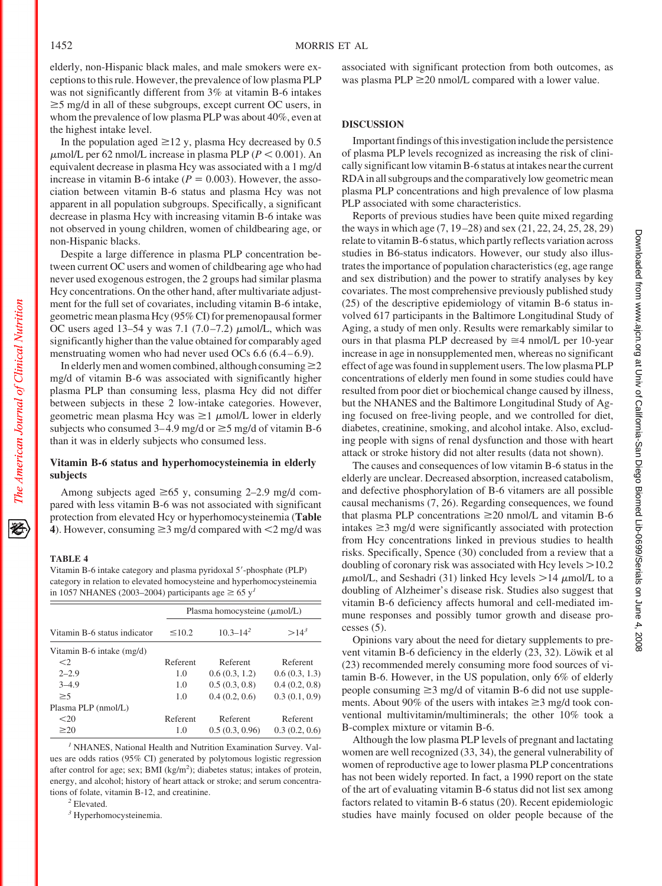elderly, non-Hispanic black males, and male smokers were exceptions to this rule. However, the prevalence of low plasma PLP was not significantly different from 3% at vitamin B-6 intakes ≥5 mg/d in all of these subgroups, except current OC users, in whom the prevalence of low plasma PLP was about 40%, even at the highest intake level.

In the population aged ≥12 y, plasma Hcy decreased by 0.5 μmol/L per 62 nmol/L increase in plasma PLP ($P < 0.001$). An equivalent decrease in plasma Hcy was associated with a 1 mg/d increase in vitamin B-6 intake ($P = 0.003$). However, the association between vitamin B-6 status and plasma Hcy was not apparent in all population subgroups. Specifically, a significant decrease in plasma Hcy with increasing vitamin B-6 intake was not observed in young children, women of childbearing age, or non-Hispanic blacks.

Despite a large difference in plasma PLP concentration between current OC users and women of childbearing age who had never used exogenous estrogen, the 2 groups had similar plasma Hcy concentrations. On the other hand, after multivariate adjustment for the full set of covariates, including vitamin B-6 intake, geometric mean plasma Hcy (95% CI) for premenopausal former OC users aged 13–54 y was 7.1 (7.0–7.2) μmol/L, which was significantly higher than the value obtained for comparably aged menstruating women who had never used OCs 6.6 (6.4–6.9).

In elderly men and women combined, although consuming ≥2 mg/d of vitamin B-6 was associated with significantly higher plasma PLP than consuming less, plasma Hcy did not differ between subjects in these 2 low-intake categories. However, geometric mean plasma Hcy was ≥1 μmol/L lower in elderly subjects who consumed 3–4.9 mg/d or ≥5 mg/d of vitamin B-6 than it was in elderly subjects who consumed less.

### Vitamin B-6 status and hyperhomocysteinemia in elderly subjects

Among subjects aged ≥65 y, consuming 2–2.9 mg/d compared with less vitamin B-6 was not associated with significant protection from elevated Hcy or hyperhomocysteinemia (**Table 4**). However, consuming ≥3 mg/d compared with <2 mg/d was associated with significant protection from both outcomes, as was plasma PLP ≥20 nmol/L compared with a lower value.

**TABLE 4**

Vitamin B-6 intake category and plasma pyridoxal 5′-phosphate (PLP) category in relation to elevated homocysteine and hyperhomocysteinemia in 1057 NHANES (2003–2004) participants age ≥ 65 y[1]

| | Plasma homocysteine (μmol/L) | | |
|---|---|---|---|
| Vitamin B-6 status indicator | ≤10.2 | 10.3–14[2] | >14[3] |
| Vitamin B-6 intake (mg/d) | | | |
| <2 | Referent | Referent | Referent |
| 2–2.9 | 1.0 | 0.6 (0.3, 1.2) | 0.6 (0.3, 1.3) |
| 3–4.9 | 1.0 | 0.5 (0.3, 0.8) | 0.4 (0.2, 0.8) |
| ≥5 | 1.0 | 0.4 (0.2, 0.6) | 0.3 (0.1, 0.9) |
| Plasma PLP (nmol/L) | | | |
| <20 | Referent | Referent | Referent |
| ≥20 | 1.0 | 0.5 (0.3, 0.96) | 0.3 (0.2, 0.6) |

[1] NHANES, National Health and Nutrition Examination Survey. Values are odds ratios (95% CI) generated by polytomous logistic regression after control for age; sex; BMI (kg/m$^2$); diabetes status; intakes of protein, energy, and alcohol; history of heart attack or stroke; and serum concentrations of folate, vitamin B-12, and creatinine.

[2] Elevated.

[3] Hyperhomocysteinemia.

## DISCUSSION

Important findings of this investigation include the persistence of plasma PLP levels recognized as increasing the risk of clinically significant low vitamin B-6 status at intakes near the current RDA in all subgroups and the comparatively low geometric mean plasma PLP concentrations and high prevalence of low plasma PLP associated with some characteristics.

Reports of previous studies have been quite mixed regarding the ways in which age (7, 19–28) and sex (21, 22, 24, 25, 28, 29) relate to vitamin B-6 status, which partly reflects variation across studies in B6-status indicators. However, our study also illustrates the importance of population characteristics (eg, age range and sex distribution) and the power to stratify analyses by key covariates. The most comprehensive previously published study (25) of the descriptive epidemiology of vitamin B-6 status involved 617 participants in the Baltimore Longitudinal Study of Aging, a study of men only. Results were remarkably similar to ours in that plasma PLP decreased by ≅4 nmol/L per 10-year increase in age in nonsupplemented men, whereas no significant effect of age was found in supplement users. The low plasma PLP concentrations of elderly men found in some studies could have resulted from poor diet or biochemical change caused by illness, but the NHANES and the Baltimore Longitudinal Study of Aging focused on free-living people, and we controlled for diet, diabetes, creatinine, smoking, and alcohol intake. Also, excluding people with signs of renal dysfunction and those with heart attack or stroke history did not alter results (data not shown).

The causes and consequences of low vitamin B-6 status in the elderly are unclear. Decreased absorption, increased catabolism, and defective phosphorylation of B-6 vitamers are all possible causal mechanisms (7, 26). Regarding consequences, we found that plasma PLP concentrations ≥20 nmol/L and vitamin B-6 intakes ≥3 mg/d were significantly associated with protection from Hcy concentrations linked in previous studies to health risks. Specifically, Spence (30) concluded from a review that a doubling of coronary risk was associated with Hcy levels >10.2 μmol/L, and Seshadri (31) linked Hcy levels >14 μmol/L to a doubling of Alzheimer's disease risk. Studies also suggest that vitamin B-6 deficiency affects humoral and cell-mediated immune responses and possibly tumor growth and disease processes (5).

Opinions vary about the need for dietary supplements to prevent vitamin B-6 deficiency in the elderly (23, 32). Löwik et al (23) recommended merely consuming more food sources of vitamin B-6. However, in the US population, only 6% of elderly people consuming ≥3 mg/d of vitamin B-6 did not use supplements. About 90% of the users with intakes ≥3 mg/d took conventional multivitamin/multiminerals; the other 10% took a B-complex mixture or vitamin B-6.

Although the low plasma PLP levels of pregnant and lactating women are well recognized (33, 34), the general vulnerability of women of reproductive age to lower plasma PLP concentrations has not been widely reported. In fact, a 1990 report on the state of the art of evaluating vitamin B-6 status did not list sex among factors related to vitamin B-6 status (20). Recent epidemiologic studies have mainly focused on older people because of the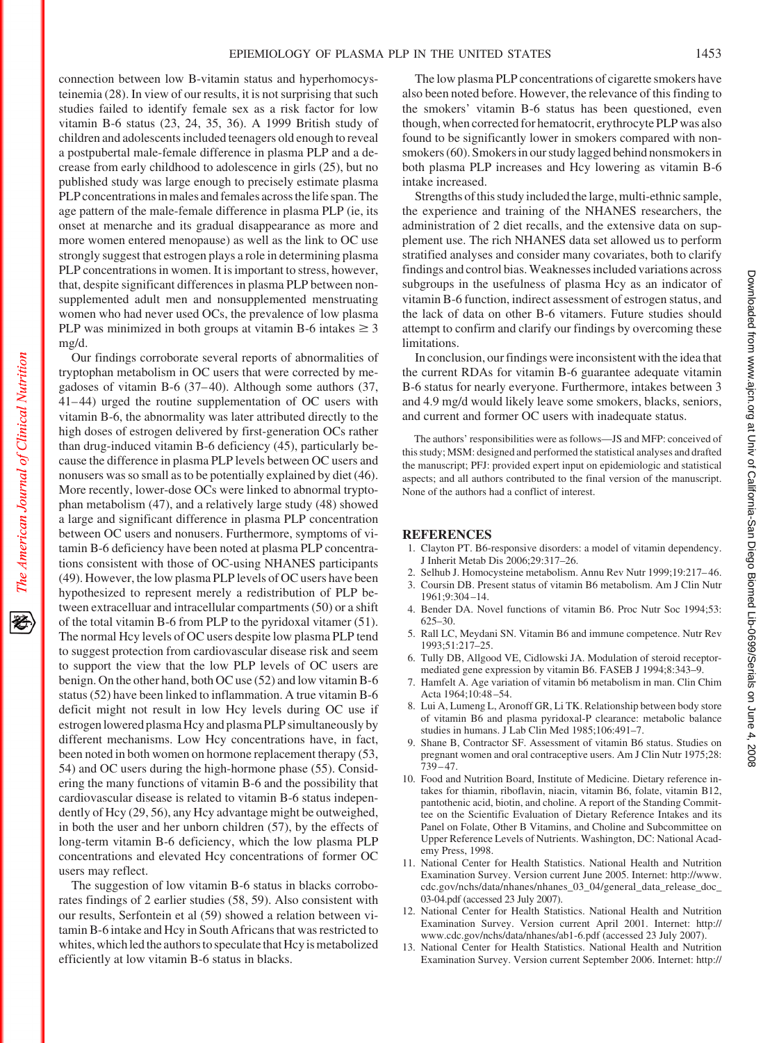connection between low B-vitamin status and hyperhomocysteinemia (28). In view of our results, it is not surprising that such studies failed to identify female sex as a risk factor for low vitamin B-6 status (23, 24, 35, 36). A 1999 British study of children and adolescents included teenagers old enough to reveal a postpubertal male-female difference in plasma PLP and a decrease from early childhood to adolescence in girls (25), but no published study was large enough to precisely estimate plasma PLP concentrations in males and females across the life span. The age pattern of the male-female difference in plasma PLP (ie, its onset at menarche and its gradual disappearance as more and more women entered menopause) as well as the link to OC use strongly suggest that estrogen plays a role in determining plasma PLP concentrations in women. It is important to stress, however, that, despite significant differences in plasma PLP between nonsupplemented adult men and nonsupplemented menstruating women who had never used OCs, the prevalence of low plasma PLP was minimized in both groups at vitamin B-6 intakes ≥ 3 mg/d.

Our findings corroborate several reports of abnormalities of tryptophan metabolism in OC users that were corrected by megadoses of vitamin B-6 (37–40). Although some authors (37, 41–44) urged the routine supplementation of OC users with vitamin B-6, the abnormality was later attributed directly to the high doses of estrogen delivered by first-generation OCs rather than drug-induced vitamin B-6 deficiency (45), particularly because the difference in plasma PLP levels between OC users and nonusers was so small as to be potentially explained by diet (46). More recently, lower-dose OCs were linked to abnormal tryptophan metabolism (47), and a relatively large study (48) showed a large and significant difference in plasma PLP concentration between OC users and nonusers. Furthermore, symptoms of vitamin B-6 deficiency have been noted at plasma PLP concentrations consistent with those of OC-using NHANES participants (49). However, the low plasma PLP levels of OC users have been hypothesized to represent merely a redistribution of PLP between extracelluar and intracellular compartments (50) or a shift of the total vitamin B-6 from PLP to the pyridoxal vitamer (51). The normal Hcy levels of OC users despite low plasma PLP tend to suggest protection from cardiovascular disease risk and seem to support the view that the low PLP levels of OC users are benign. On the other hand, both OC use (52) and low vitamin B-6 status (52) have been linked to inflammation. A true vitamin B-6 deficit might not result in low Hcy levels during OC use if estrogen lowered plasma Hcy and plasma PLP simultaneously by different mechanisms. Low Hcy concentrations have, in fact, been noted in both women on hormone replacement therapy (53, 54) and OC users during the high-hormone phase (55). Considering the many functions of vitamin B-6 and the possibility that cardiovascular disease is related to vitamin B-6 status independently of Hcy (29, 56), any Hcy advantage might be outweighed, in both the user and her unborn children (57), by the effects of long-term vitamin B-6 deficiency, which the low plasma PLP concentrations and elevated Hcy concentrations of former OC users may reflect.

The suggestion of low vitamin B-6 status in blacks corroborates findings of 2 earlier studies (58, 59). Also consistent with our results, Serfontein et al (59) showed a relation between vitamin B-6 intake and Hcy in South Africans that was restricted to whites, which led the authors to speculate that Hcy is metabolized efficiently at low vitamin B-6 status in blacks.

The low plasma PLP concentrations of cigarette smokers have also been noted before. However, the relevance of this finding to the smokers' vitamin B-6 status has been questioned, even though, when corrected for hematocrit, erythrocyte PLP was also found to be significantly lower in smokers compared with nonsmokers (60). Smokers in our study lagged behind nonsmokers in both plasma PLP increases and Hcy lowering as vitamin B-6 intake increased.

Strengths of this study included the large, multi-ethnic sample, the experience and training of the NHANES researchers, the administration of 2 diet recalls, and the extensive data on supplement use. The rich NHANES data set allowed us to perform stratified analyses and consider many covariates, both to clarify findings and control bias. Weaknesses included variations across subgroups in the usefulness of plasma Hcy as an indicator of vitamin B-6 function, indirect assessment of estrogen status, and the lack of data on other B-6 vitamers. Future studies should attempt to confirm and clarify our findings by overcoming these limitations.

In conclusion, our findings were inconsistent with the idea that the current RDAs for vitamin B-6 guarantee adequate vitamin B-6 status for nearly everyone. Furthermore, intakes between 3 and 4.9 mg/d would likely leave some smokers, blacks, seniors, and current and former OC users with inadequate status.

The authors' responsibilities were as follows—JS and MFP: conceived of this study; MSM: designed and performed the statistical analyses and drafted the manuscript; PFJ: provided expert input on epidemiologic and statistical aspects; and all authors contributed to the final version of the manuscript. None of the authors had a conflict of interest.

## REFERENCES

1. Clayton PT. B6-responsive disorders: a model of vitamin dependency. J Inherit Metab Dis 2006;29:317–26.
2. Selhub J. Homocysteine metabolism. Annu Rev Nutr 1999;19:217–46.
3. Coursin DB. Present status of vitamin B6 metabolism. Am J Clin Nutr 1961;9:304–14.
4. Bender DA. Novel functions of vitamin B6. Proc Nutr Soc 1994;53: 625–30.
5. Rall LC, Meydani SN. Vitamin B6 and immune competence. Nutr Rev 1993;51:217–25.
6. Tully DB, Allgood VE, Cidlowski JA. Modulation of steroid receptor-mediated gene expression by vitamin B6. FASEB J 1994;8:343–9.
7. Hamfelt A. Age variation of vitamin b6 metabolism in man. Clin Chim Acta 1964;10:48–54.
8. Lui A, Lumeng L, Aronoff GR, Li TK. Relationship between body store of vitamin B6 and plasma pyridoxal-P clearance: metabolic balance studies in humans. J Lab Clin Med 1985;106:491–7.
9. Shane B, Contractor SF. Assessment of vitamin B6 status. Studies on pregnant women and oral contraceptive users. Am J Clin Nutr 1975;28: 739–47.
10. Food and Nutrition Board, Institute of Medicine. Dietary reference intakes for thiamin, riboflavin, niacin, vitamin B6, folate, vitamin B12, pantothenic acid, biotin, and choline. A report of the Standing Committee on the Scientific Evaluation of Dietary Reference Intakes and its Panel on Folate, Other B Vitamins, and Choline and Subcommittee on Upper Reference Levels of Nutrients. Washington, DC: National Academy Press, 1998.
11. National Center for Health Statistics. National Health and Nutrition Examination Survey. Version current June 2005. Internet: http://www.cdc.gov/nchs/data/nhanes/nhanes_03_04/general_data_release_doc_03-04.pdf (accessed 23 July 2007).
12. National Center for Health Statistics. National Health and Nutrition Examination Survey. Version current April 2001. Internet: http://www.cdc.gov/nchs/data/nhanes/ab1-6.pdf (accessed 23 July 2007).
13. National Center for Health Statistics. National Health and Nutrition Examination Survey. Version current September 2006. Internet: http://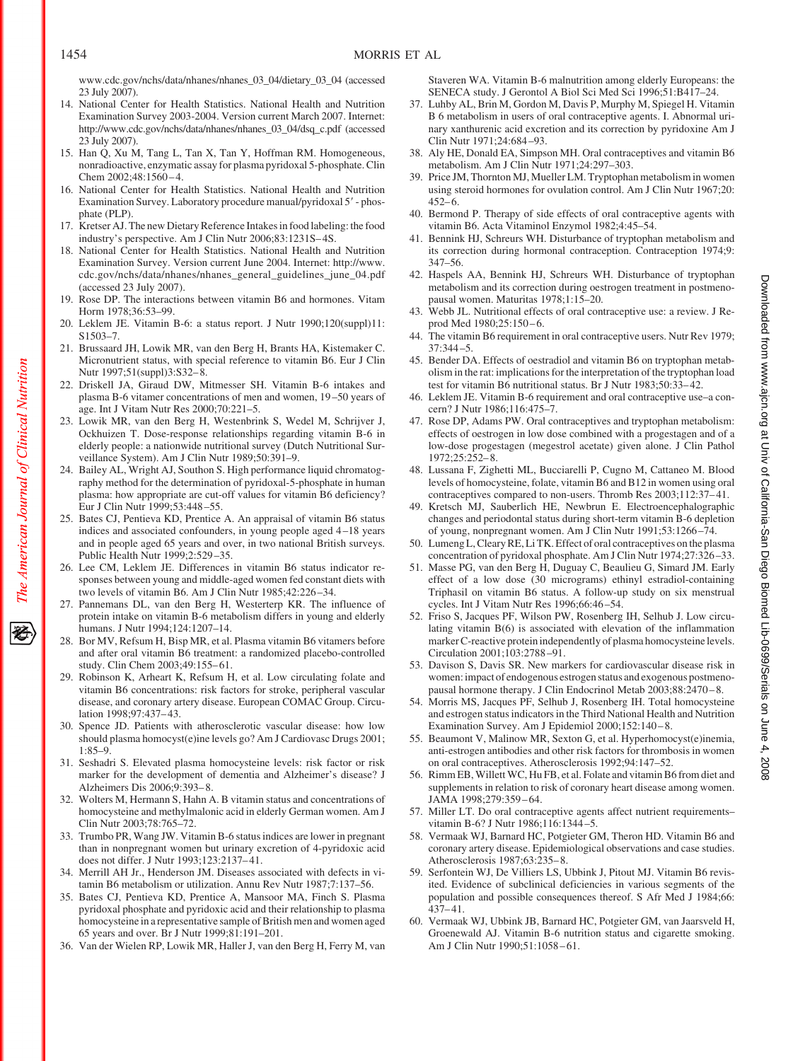www.cdc.gov/nchs/data/nhanes/nhanes_03_04/dietary_03_04 (accessed 23 July 2007).

14. National Center for Health Statistics. National Health and Nutrition Examination Survey 2003-2004. Version current March 2007. Internet: http://www.cdc.gov/nchs/data/nhanes/nhanes_03_04/dsq_c.pdf (accessed 23 July 2007).
15. Han Q, Xu M, Tang L, Tan X, Tan Y, Hoffman RM. Homogeneous, nonradioactive, enzymatic assay for plasma pyridoxal 5-phosphate. Clin Chem 2002;48:1560–4.
16. National Center for Health Statistics. National Health and Nutrition Examination Survey. Laboratory procedure manual/pyridoxal 5′ - phosphate (PLP).
17. Kretser AJ. The new Dietary Reference Intakes in food labeling: the food industry's perspective. Am J Clin Nutr 2006;83:1231S–4S.
18. National Center for Health Statistics. National Health and Nutrition Examination Survey. Version current June 2004. Internet: http://www.cdc.gov/nchs/data/nhanes/nhanes_general_guidelines_june_04.pdf (accessed 23 July 2007).
19. Rose DP. The interactions between vitamin B6 and hormones. Vitam Horm 1978;36:53–99.
20. Leklem JE. Vitamin B-6: a status report. J Nutr 1990;120(suppl)11:S1503–7.
21. Brussaard JH, Lowik MR, van den Berg H, Brants HA, Kistemaker C. Micronutrient status, with special reference to vitamin B6. Eur J Clin Nutr 1997;51(suppl)3:S32–8.
22. Driskell JA, Giraud DW, Mitmesser SH. Vitamin B-6 intakes and plasma B-6 vitamer concentrations of men and women, 19–50 years of age. Int J Vitam Nutr Res 2000;70:221–5.
23. Lowik MR, van den Berg H, Westenbrink S, Wedel M, Schrijver J, Ockhuizen T. Dose-response relationships regarding vitamin B-6 in elderly people: a nationwide nutritional survey (Dutch Nutritional Surveillance System). Am J Clin Nutr 1989;50:391–9.
24. Bailey AL, Wright AJ, Southon S. High performance liquid chromatography method for the determination of pyridoxal-5-phosphate in human plasma: how appropriate are cut-off values for vitamin B6 deficiency? Eur J Clin Nutr 1999;53:448–55.
25. Bates CJ, Pentieva KD, Prentice A. An appraisal of vitamin B6 status indices and associated confounders, in young people aged 4–18 years and in people aged 65 years and over, in two national British surveys. Public Health Nutr 1999;2:529–35.
26. Lee CM, Leklem JE. Differences in vitamin B6 status indicator responses between young and middle-aged women fed constant diets with two levels of vitamin B6. Am J Clin Nutr 1985;42:226–34.
27. Pannemans DL, van den Berg H, Westerterp KR. The influence of protein intake on vitamin B-6 metabolism differs in young and elderly humans. J Nutr 1994;124:1207–14.
28. Bor MV, Refsum H, Bisp MR, et al. Plasma vitamin B6 vitamers before and after oral vitamin B6 treatment: a randomized placebo-controlled study. Clin Chem 2003;49:155–61.
29. Robinson K, Arheart K, Refsum H, et al. Low circulating folate and vitamin B6 concentrations: risk factors for stroke, peripheral vascular disease, and coronary artery disease. European COMAC Group. Circulation 1998;97:437–43.
30. Spence JD. Patients with atherosclerotic vascular disease: how low should plasma homocyst(e)ine levels go? Am J Cardiovasc Drugs 2001;1:85–9.
31. Seshadri S. Elevated plasma homocysteine levels: risk factor or risk marker for the development of dementia and Alzheimer's disease? J Alzheimers Dis 2006;9:393–8.
32. Wolters M, Hermann S, Hahn A. B vitamin status and concentrations of homocysteine and methylmalonic acid in elderly German women. Am J Clin Nutr 2003;78:765–72.
33. Trumbo PR, Wang JW. Vitamin B-6 status indices are lower in pregnant than in nonpregnant women but urinary excretion of 4-pyridoxic acid does not differ. J Nutr 1993;123:2137–41.
34. Merrill AH Jr., Henderson JM. Diseases associated with defects in vitamin B6 metabolism or utilization. Annu Rev Nutr 1987;7:137–56.
35. Bates CJ, Pentieva KD, Prentice A, Mansoor MA, Finch S. Plasma pyridoxal phosphate and pyridoxic acid and their relationship to plasma homocysteine in a representative sample of British men and women aged 65 years and over. Br J Nutr 1999;81:191–201.
36. Van der Wielen RP, Lowik MR, Haller J, van den Berg H, Ferry M, van Staveren WA. Vitamin B-6 malnutrition among elderly Europeans: the SENECA study. J Gerontol A Biol Sci Med Sci 1996;51:B417–24.
37. Luhby AL, Brin M, Gordon M, Davis P, Murphy M, Spiegel H. Vitamin B 6 metabolism in users of oral contraceptive agents. I. Abnormal urinary xanthurenic acid excretion and its correction by pyridoxine Am J Clin Nutr 1971;24:684–93.
38. Aly HE, Donald EA, Simpson MH. Oral contraceptives and vitamin B6 metabolism. Am J Clin Nutr 1971;24:297–303.
39. Price JM, Thornton MJ, Mueller LM. Tryptophan metabolism in women using steroid hormones for ovulation control. Am J Clin Nutr 1967;20:452–6.
40. Bermond P. Therapy of side effects of oral contraceptive agents with vitamin B6. Acta Vitaminol Enzymol 1982;4:45–54.
41. Bennink HJ, Schreurs WH. Disturbance of tryptophan metabolism and its correction during hormonal contraception. Contraception 1974;9:347–56.
42. Haspels AA, Bennink HJ, Schreurs WH. Disturbance of tryptophan metabolism and its correction during oestrogen treatment in postmenopausal women. Maturitas 1978;1:15–20.
43. Webb JL. Nutritional effects of oral contraceptive use: a review. J Reprod Med 1980;25:150–6.
44. The vitamin B6 requirement in oral contraceptive users. Nutr Rev 1979;37:344–5.
45. Bender DA. Effects of oestradiol and vitamin B6 on tryptophan metabolism in the rat: implications for the interpretation of the tryptophan load test for vitamin B6 nutritional status. Br J Nutr 1983;50:33–42.
46. Leklem JE. Vitamin B-6 requirement and oral contraceptive use–a concern? J Nutr 1986;116:475–7.
47. Rose DP, Adams PW. Oral contraceptives and tryptophan metabolism: effects of oestrogen in low dose combined with a progestagen and of a low-dose progestagen (megestrol acetate) given alone. J Clin Pathol 1972;25:252–8.
48. Lussana F, Zighetti ML, Bucciarelli P, Cugno M, Cattaneo M. Blood levels of homocysteine, folate, vitamin B6 and B12 in women using oral contraceptives compared to non-users. Thromb Res 2003;112:37–41.
49. Kretsch MJ, Sauberlich HE, Newbrun E. Electroencephalographic changes and periodontal status during short-term vitamin B-6 depletion of young, nonpregnant women. Am J Clin Nutr 1991;53:1266–74.
50. Lumeng L, Cleary RE, Li TK. Effect of oral contraceptives on the plasma concentration of pyridoxal phosphate. Am J Clin Nutr 1974;27:326–33.
51. Masse PG, van den Berg H, Duguay C, Beaulieu G, Simard JM. Early effect of a low dose (30 micrograms) ethinyl estradiol-containing Triphasil on vitamin B6 status. A follow-up study on six menstrual cycles. Int J Vitam Nutr Res 1996;66:46–54.
52. Friso S, Jacques PF, Wilson PW, Rosenberg IH, Selhub J. Low circulating vitamin B(6) is associated with elevation of the inflammation marker C-reactive protein independently of plasma homocysteine levels. Circulation 2001;103:2788–91.
53. Davison S, Davis SR. New markers for cardiovascular disease risk in women: impact of endogenous estrogen status and exogenous postmenopausal hormone therapy. J Clin Endocrinol Metab 2003;88:2470–8.
54. Morris MS, Jacques PF, Selhub J, Rosenberg IH. Total homocysteine and estrogen status indicators in the Third National Health and Nutrition Examination Survey. Am J Epidemiol 2000;152:140–8.
55. Beaumont V, Malinow MR, Sexton G, et al. Hyperhomocyst(e)inemia, anti-estrogen antibodies and other risk factors for thrombosis in women on oral contraceptives. Atherosclerosis 1992;94:147–52.
56. Rimm EB, Willett WC, Hu FB, et al. Folate and vitamin B6 from diet and supplements in relation to risk of coronary heart disease among women. JAMA 1998;279:359–64.
57. Miller LT. Do oral contraceptive agents affect nutrient requirements–vitamin B-6? J Nutr 1986;116:1344–5.
58. Vermaak WJ, Barnard HC, Potgieter GM, Theron HD. Vitamin B6 and coronary artery disease. Epidemiological observations and case studies. Atherosclerosis 1987;63:235–8.
59. Serfontein WJ, De Villiers LS, Ubbink J, Pitout MJ. Vitamin B6 revisited. Evidence of subclinical deficiencies in various segments of the population and possible consequences thereof. S Afr Med J 1984;66:437–41.
60. Vermaak WJ, Ubbink JB, Barnard HC, Potgieter GM, van Jaarsveld H, Groenewald AJ. Vitamin B-6 nutrition status and cigarette smoking. Am J Clin Nutr 1990;51:1058–61.